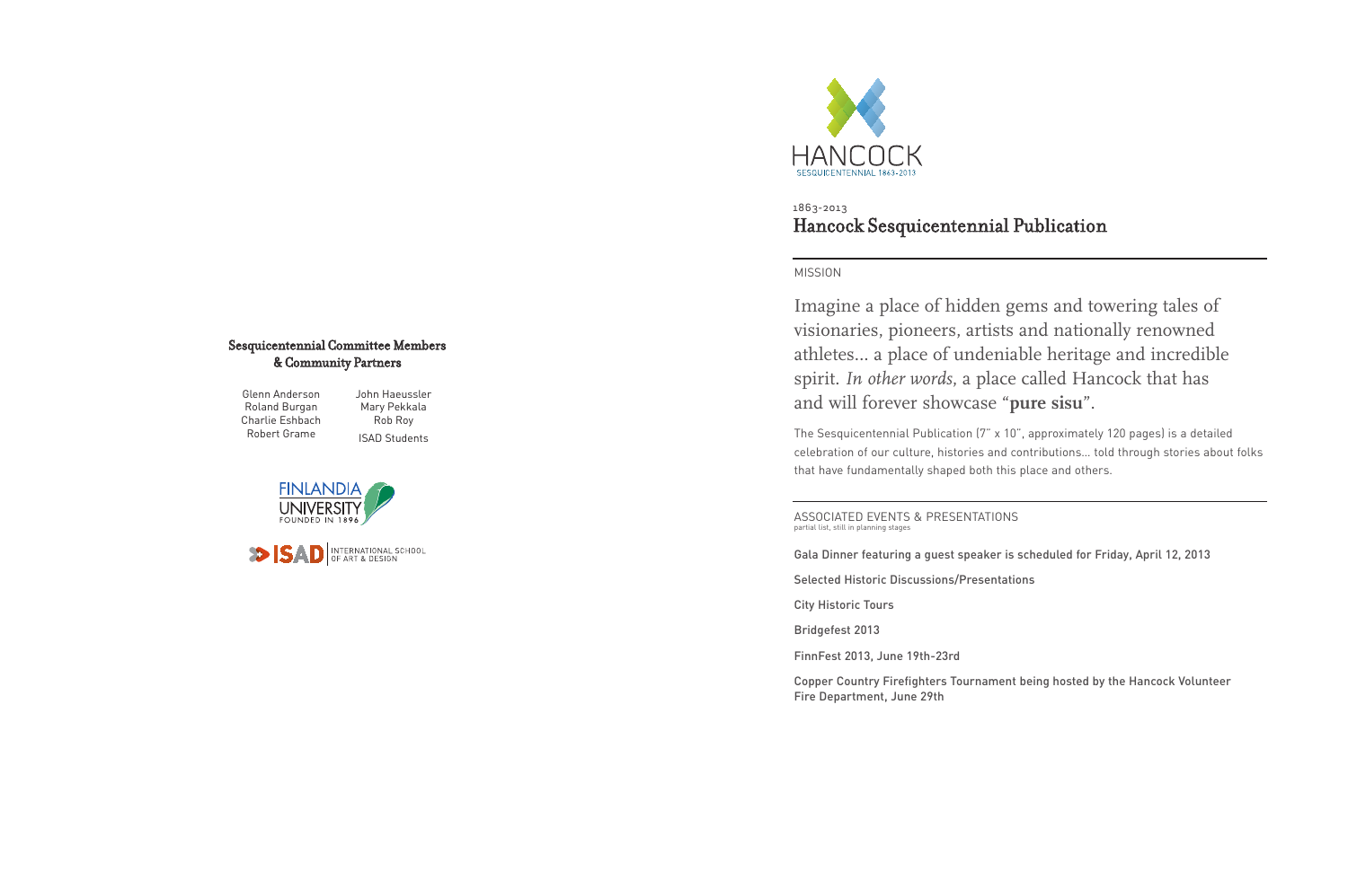## Sesquicentennial Committee Members & Community Partners

Glenn Anderson
Roland Burgan
Charlie Eshbach
Robert Grame

John Haeussler
Mary Pekkala
Rob Roy
ISAD Students

FINLANDIA UNIVERSITY FOUNDED IN 1896

ISAD INTERNATIONAL SCHOOL OF ART & DESIGN

HANCOCK SESQUICENTENNIAL 1863-2013

1863-2013

# Hancock Sesquicentennial Publication

MISSION

Imagine a place of hidden gems and towering tales of visionaries, pioneers, artists and nationally renowned athletes... a place of undeniable heritage and incredible spirit. *In other words,* a place called Hancock that has and will forever showcase "**pure sisu**".

The Sesquicentennial Publication (7" x 10", approximately 120 pages) is a detailed celebration of our culture, histories and contributions... told through stories about folks that have fundamentally shaped both this place and others.

ASSOCIATED EVENTS & PRESENTATIONS
partial list, still in planning stages

Gala Dinner featuring a guest speaker is scheduled for Friday, April 12, 2013

Selected Historic Discussions/Presentations

City Historic Tours

Bridgefest 2013

FinnFest 2013, June 19th-23rd

Copper Country Firefighters Tournament being hosted by the Hancock Volunteer Fire Department, June 29th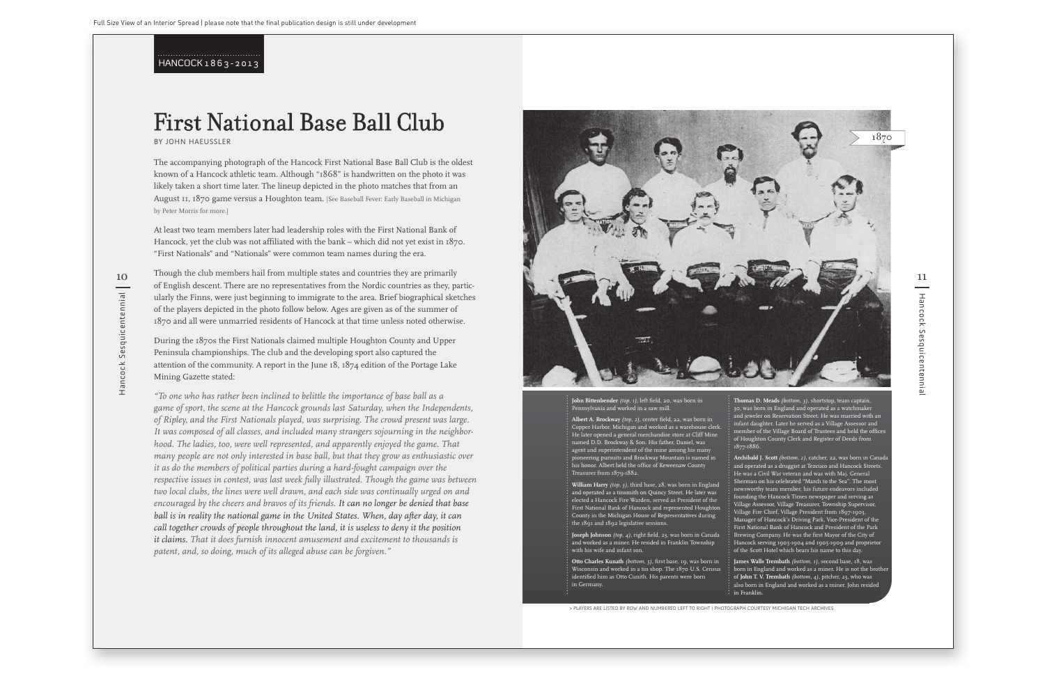Full Size View of an Interior Spread | please note that the final publication design is still under development

HANCOCK 1863-2013

# First National Base Ball Club

BY JOHN HAEUSSLER

The accompanying photograph of the Hancock First National Base Ball Club is the oldest known of a Hancock athletic team. Although "1868" is handwritten on the photo it was likely taken a short time later. The lineup depicted in the photo matches that from an August 11, 1870 game versus a Houghton team. [See Baseball Fever: Early Baseball in Michigan by Peter Morris for more.]

At least two team members later had leadership roles with the First National Bank of Hancock, yet the club was not affiliated with the bank – which did not yet exist in 1870. "First Nationals" and "Nationals" were common team names during the era.

Though the club members hail from multiple states and countries they are primarily of English descent. There are no representatives from the Nordic countries as they, particularly the Finns, were just beginning to immigrate to the area. Brief biographical sketches of the players depicted in the photo follow below. Ages are given as of the summer of 1870 and all were unmarried residents of Hancock at that time unless noted otherwise.

During the 1870s the First Nationals claimed multiple Houghton County and Upper Peninsula championships. The club and the developing sport also captured the attention of the community. A report in the June 18, 1874 edition of the Portage Lake Mining Gazette stated:

*"To one who has rather been inclined to belittle the importance of base ball as a game of sport, the scene at the Hancock grounds last Saturday, when the Independents, of Ripley, and the First Nationals played, was surprising. The crowd present was large. It was composed of all classes, and included many strangers sojourning in the neighborhood. The ladies, too, were well represented, and apparently enjoyed the game. That many people are not only interested in base ball, but that they grow as enthusiastic over it as do the members of political parties during a hard-fought campaign over the respective issues in contest, was last week fully illustrated. Though the game was between two local clubs, the lines were well drawn, and each side was continually urged on and encouraged by the cheers and bravos of its friends.* ***It can no longer be denied that base ball is in reality the national game in the United States. When, day after day, it can call together crowds of people throughout the land, it is useless to deny it the position it claims.*** *That it does furnish innocent amusement and excitement to thousands is patent, and, so doing, much of its alleged abuse can be forgiven."*

1870

**John Bittenbender** *(top, 1)*, left field, 20, was born in Pennsylvania and worked in a saw mill.

**Albert A. Brockway** *(top, 2)*, center field, 22, was born in Copper Harbor, Michigan and worked as a warehouse clerk. He later opened a general merchandise store at Cliff Mine named D.D. Brockway & Son. His father, Daniel, was agent and superintendent of the mine among his many pioneering pursuits and Brockway Mountain is named in his honor. Albert held the office of Keweenaw County Treasurer from 1879-1882.

**William Harry** *(top, 3)*, third base, 28, was born in England and operated as a tinsmith on Quincy Street. He later was elected a Hancock Fire Warden, served as President of the First National Bank of Hancock and represented Houghton County in the Michigan House of Representatives during the 1891 and 1892 legislative sessions.

**Joseph Johnson** *(top, 4)*, right field, 23, was born in Canada and worked as a miner. He resided in Franklin Township with his wife and infant son.

**Otto Charles Kunath** *(bottom, 5)*, first base, 19, was born in Wisconsin and worked in a tin shop. The 1870 U.S. Census identified him as Otto Cunith. His parents were born in Germany.

**Thomas D. Meads** *(bottom, 3)*, shortstop, team captain, 30, was born in England and operated as a watchmaker and jeweler on Reservation Street. He was married with an infant daughter. Later he served as a Village Assessor and member of the Village Board of Trustees and held the offices of Houghton County Clerk and Register of Deeds from 1877-1886.

**Archibald J. Scott** *(bottom, 2)*, catcher, 22, was born in Canada and operated as a druggist at Tezcuco and Hancock Streets. He was a Civil War veteran and was with Maj. General Sherman on his celebrated "March to the Sea". The most newsworthy team member, his future endeavors included founding the Hancock Times newspaper and serving as Village Assessor, Village Treasurer, Township Supervisor, Village Fire Chief, Village President from 1897-1903, Manager of Hancock's Driving Park, Vice-President of the First National Bank of Hancock and President of the Park Brewing Company. He was the first Mayor of the City of Hancock serving 1903-1904 and 1905-1909 and proprietor of the Scott Hotel which bears his name to this day.

**James Walls Trembath** *(bottom, 1)*, second base, 18, was born in England and worked as a miner. He is not the brother of **John T. V. Trembath** *(bottom, 4)*, pitcher, 23, who was also born in England and worked as a miner. John resided in Franklin.

> PLAYERS ARE LISTED BY ROW AND NUMBERED LEFT TO RIGHT | PHOTOGRAPH COURTESY MICHIGAN TECH ARCHIVES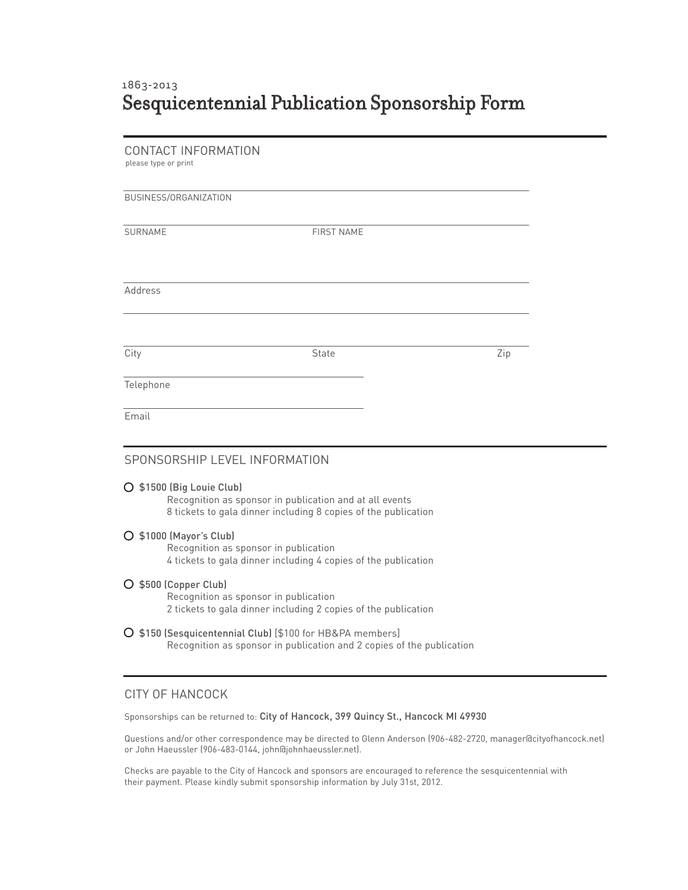1863-2013

# Sesquicentennial Publication Sponsorship Form

## CONTACT INFORMATION

please type or print

BUSINESS/ORGANIZATION

SURNAME FIRST NAME

Address

City State Zip

Telephone

Email

## SPONSORSHIP LEVEL INFORMATION

- ○ $1500 (Big Louie Club)
  - Recognition as sponsor in publication and at all events
  - 8 tickets to gala dinner including 8 copies of the publication
- ○ $1000 (Mayor's Club)
  - Recognition as sponsor in publication
  - 4 tickets to gala dinner including 4 copies of the publication
- ○ $500 (Copper Club)
  - Recognition as sponsor in publication
  - 2 tickets to gala dinner including 2 copies of the publication
- ○ $150 (Sesquicentennial Club) [$100 for HB&PA members]
  - Recognition as sponsor in publication and 2 copies of the publication

## CITY OF HANCOCK

Sponsorships can be returned to: City of Hancock, 399 Quincy St., Hancock MI 49930

Questions and/or other correspondence may be directed to Glenn Anderson (906-482-2720, manager@cityofhancock.net) or John Haeussler (906-483-0144, john@johnhaeussler.net).

Checks are payable to the City of Hancock and sponsors are encouraged to reference the sesquicentennial with their payment. Please kindly submit sponsorship information by July 31st, 2012.